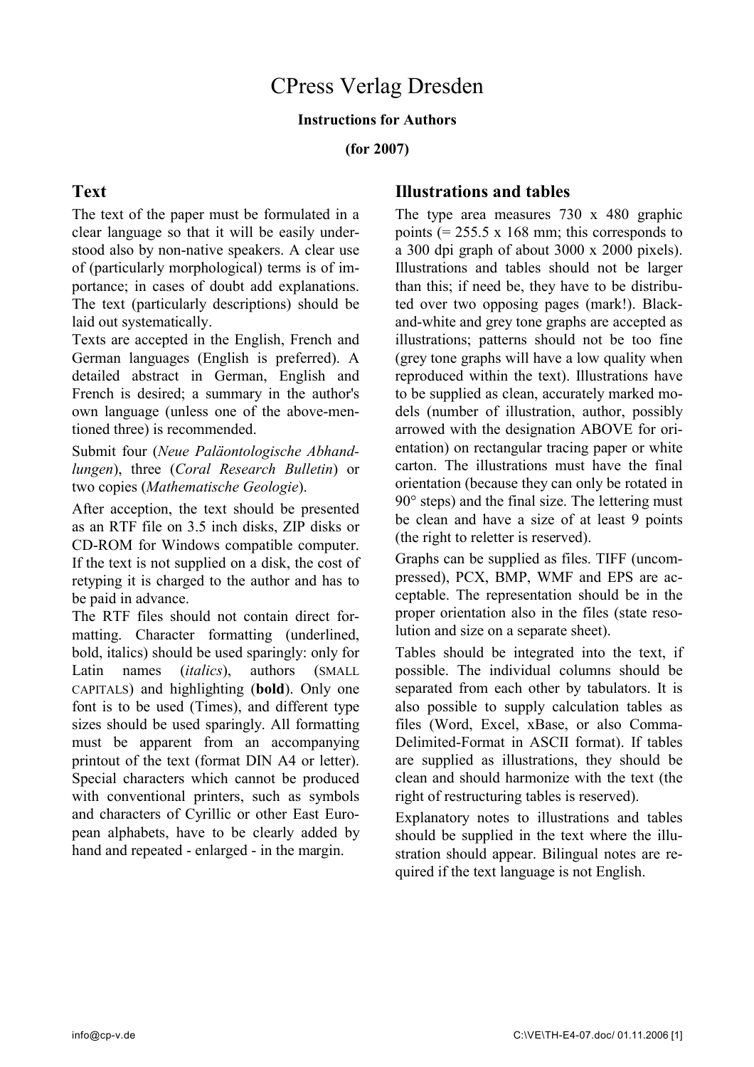# CPress Verlag Dresden

**Instructions for Authors**

**(for 2007)**

## Text

The text of the paper must be formulated in a clear language so that it will be easily understood also by non-native speakers. A clear use of (particularly morphological) terms is of importance; in cases of doubt add explanations. The text (particularly descriptions) should be laid out systematically.

Texts are accepted in the English, French and German languages (English is preferred). A detailed abstract in German, English and French is desired; a summary in the author's own language (unless one of the above-mentioned three) is recommended.

Submit four (*Neue Paläontologische Abhandlungen*), three (*Coral Research Bulletin*) or two copies (*Mathematische Geologie*).

After acception, the text should be presented as an RTF file on 3.5 inch disks, ZIP disks or CD-ROM for Windows compatible computer. If the text is not supplied on a disk, the cost of retyping it is charged to the author and has to be paid in advance.

The RTF files should not contain direct formatting. Character formatting (underlined, bold, italics) should be used sparingly: only for Latin names (*italics*), authors (SMALL CAPITALS) and highlighting (**bold**). Only one font is to be used (Times), and different type sizes should be used sparingly. All formatting must be apparent from an accompanying printout of the text (format DIN A4 or letter). Special characters which cannot be produced with conventional printers, such as symbols and characters of Cyrillic or other East European alphabets, have to be clearly added by hand and repeated - enlarged - in the margin.

## Illustrations and tables

The type area measures 730 x 480 graphic points (= 255.5 x 168 mm; this corresponds to a 300 dpi graph of about 3000 x 2000 pixels). Illustrations and tables should not be larger than this; if need be, they have to be distributed over two opposing pages (mark!). Black-and-white and grey tone graphs are accepted as illustrations; patterns should not be too fine (grey tone graphs will have a low quality when reproduced within the text). Illustrations have to be supplied as clean, accurately marked models (number of illustration, author, possibly arrowed with the designation ABOVE for orientation) on rectangular tracing paper or white carton. The illustrations must have the final orientation (because they can only be rotated in 90° steps) and the final size. The lettering must be clean and have a size of at least 9 points (the right to reletter is reserved).

Graphs can be supplied as files. TIFF (uncompressed), PCX, BMP, WMF and EPS are acceptable. The representation should be in the proper orientation also in the files (state resolution and size on a separate sheet).

Tables should be integrated into the text, if possible. The individual columns should be separated from each other by tabulators. It is also possible to supply calculation tables as files (Word, Excel, xBase, or also Comma-Delimited-Format in ASCII format). If tables are supplied as illustrations, they should be clean and should harmonize with the text (the right of restructuring tables is reserved).

Explanatory notes to illustrations and tables should be supplied in the text where the illustration should appear. Bilingual notes are required if the text language is not English.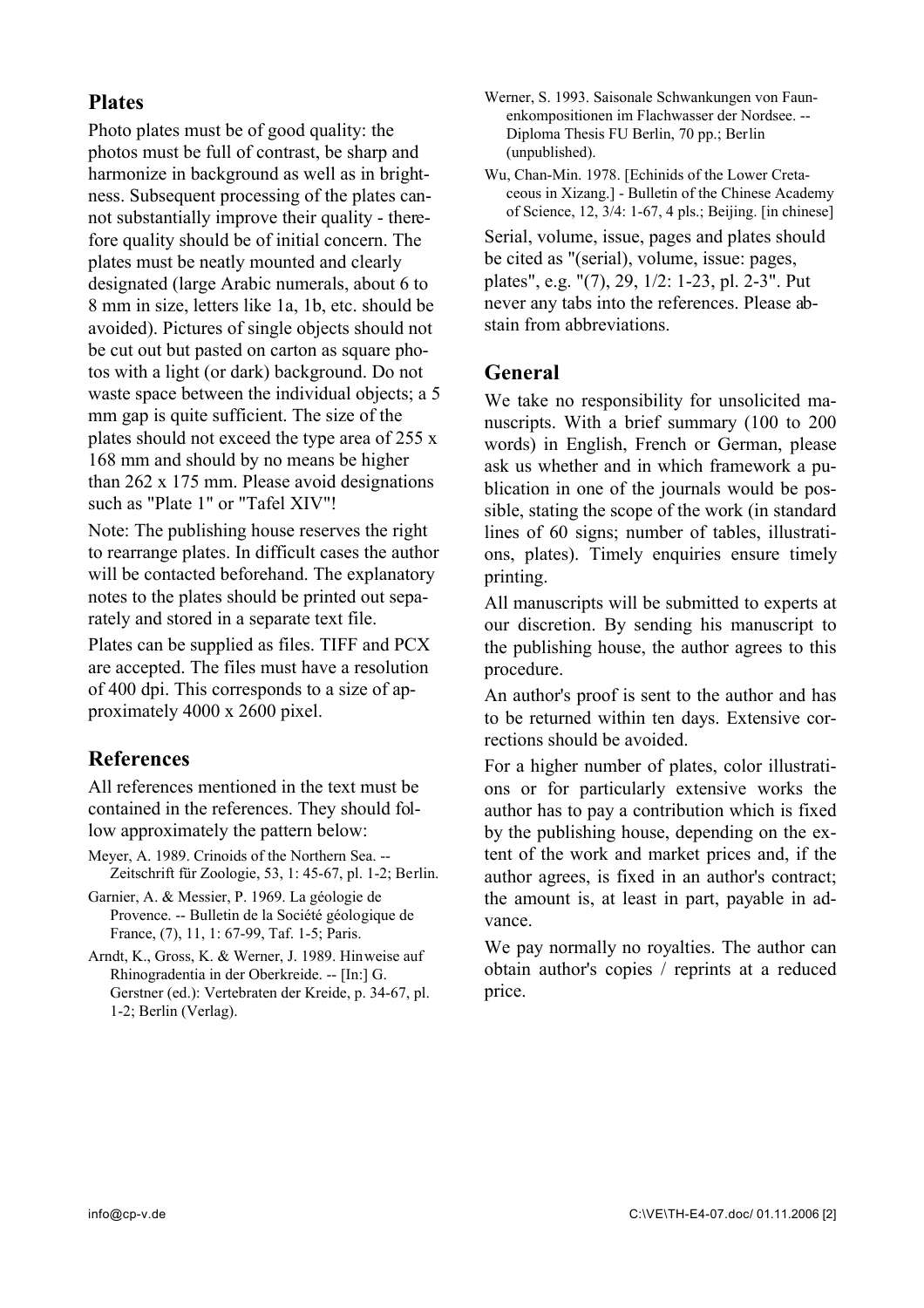## Plates

Photo plates must be of good quality: the photos must be full of contrast, be sharp and harmonize in background as well as in brightness. Subsequent processing of the plates cannot substantially improve their quality - therefore quality should be of initial concern. The plates must be neatly mounted and clearly designated (large Arabic numerals, about 6 to 8 mm in size, letters like 1a, 1b, etc. should be avoided). Pictures of single objects should not be cut out but pasted on carton as square photos with a light (or dark) background. Do not waste space between the individual objects; a 5 mm gap is quite sufficient. The size of the plates should not exceed the type area of 255 x 168 mm and should by no means be higher than 262 x 175 mm. Please avoid designations such as "Plate 1" or "Tafel XIV"!

Note: The publishing house reserves the right to rearrange plates. In difficult cases the author will be contacted beforehand. The explanatory notes to the plates should be printed out separately and stored in a separate text file.

Plates can be supplied as files. TIFF and PCX are accepted. The files must have a resolution of 400 dpi. This corresponds to a size of approximately 4000 x 2600 pixel.

## References

All references mentioned in the text must be contained in the references. They should follow approximately the pattern below:

Meyer, A. 1989. Crinoids of the Northern Sea. -- Zeitschrift für Zoologie, 53, 1: 45-67, pl. 1-2; Berlin.

Garnier, A. & Messier, P. 1969. La géologie de Provence. -- Bulletin de la Société géologique de France, (7), 11, 1: 67-99, Taf. 1-5; Paris.

Arndt, K., Gross, K. & Werner, J. 1989. Hinweise auf Rhinogradentia in der Oberkreide. -- [In:] G. Gerstner (ed.): Vertebraten der Kreide, p. 34-67, pl. 1-2; Berlin (Verlag).

Werner, S. 1993. Saisonale Schwankungen von Faunenkompositionen im Flachwasser der Nordsee. -- Diploma Thesis FU Berlin, 70 pp.; Berlin (unpublished).

Wu, Chan-Min. 1978. [Echinids of the Lower Cretaceous in Xizang.] - Bulletin of the Chinese Academy of Science, 12, 3/4: 1-67, 4 pls.; Beijing. [in chinese]

Serial, volume, issue, pages and plates should be cited as "(serial), volume, issue: pages, plates", e.g. "(7), 29, 1/2: 1-23, pl. 2-3". Put never any tabs into the references. Please abstain from abbreviations.

## General

We take no responsibility for unsolicited manuscripts. With a brief summary (100 to 200 words) in English, French or German, please ask us whether and in which framework a publication in one of the journals would be possible, stating the scope of the work (in standard lines of 60 signs; number of tables, illustrations, plates). Timely enquiries ensure timely printing.

All manuscripts will be submitted to experts at our discretion. By sending his manuscript to the publishing house, the author agrees to this procedure.

An author's proof is sent to the author and has to be returned within ten days. Extensive corrections should be avoided.

For a higher number of plates, color illustrations or for particularly extensive works the author has to pay a contribution which is fixed by the publishing house, depending on the extent of the work and market prices and, if the author agrees, is fixed in an author's contract; the amount is, at least in part, payable in advance.

We pay normally no royalties. The author can obtain author's copies / reprints at a reduced price.

info@cp-v.de

C:\VE\TH-E4-07.doc/ 01.11.2006 [2]